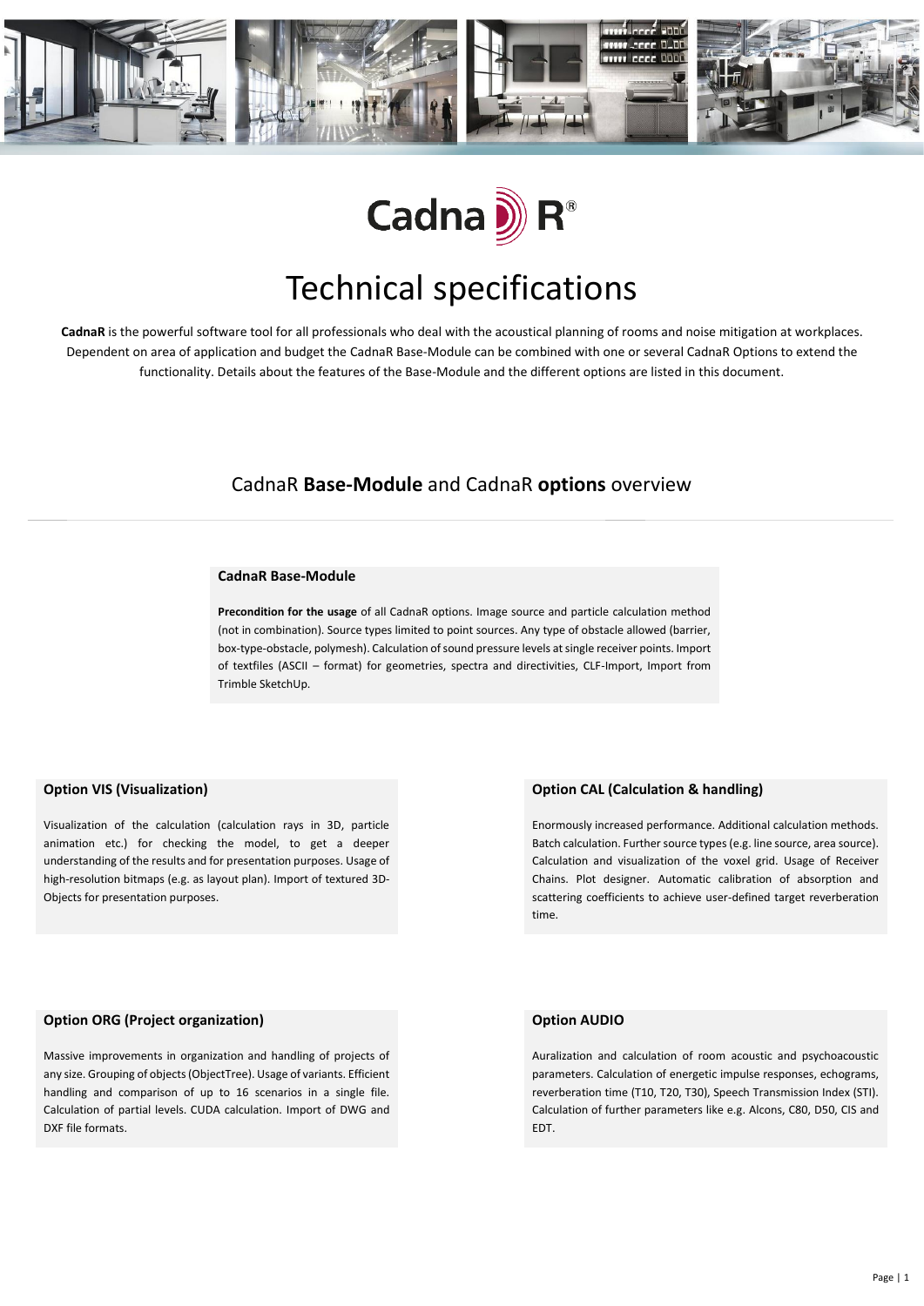# CadnaR®

# Technical specifications

**CadnaR** is the powerful software tool for all professionals who deal with the acoustical planning of rooms and noise mitigation at workplaces. Dependent on area of application and budget the CadnaR Base-Module can be combined with one or several CadnaR Options to extend the functionality. Details about the features of the Base-Module and the different options are listed in this document.

## CadnaR **Base-Module** and CadnaR **options** overview

### CadnaR Base-Module

**Precondition for the usage** of all CadnaR options. Image source and particle calculation method (not in combination). Source types limited to point sources. Any type of obstacle allowed (barrier, box-type-obstacle, polymesh). Calculation of sound pressure levels at single receiver points. Import of textfiles (ASCII – format) for geometries, spectra and directivities, CLF-Import, Import from Trimble SketchUp.

### Option VIS (Visualization)

Visualization of the calculation (calculation rays in 3D, particle animation etc.) for checking the model, to get a deeper understanding of the results and for presentation purposes. Usage of high-resolution bitmaps (e.g. as layout plan). Import of textured 3D-Objects for presentation purposes.

### Option CAL (Calculation & handling)

Enormously increased performance. Additional calculation methods. Batch calculation. Further source types (e.g. line source, area source). Calculation and visualization of the voxel grid. Usage of Receiver Chains. Plot designer. Automatic calibration of absorption and scattering coefficients to achieve user-defined target reverberation time.

### Option ORG (Project organization)

Massive improvements in organization and handling of projects of any size. Grouping of objects (ObjectTree). Usage of variants. Efficient handling and comparison of up to 16 scenarios in a single file. Calculation of partial levels. CUDA calculation. Import of DWG and DXF file formats.

### Option AUDIO

Auralization and calculation of room acoustic and psychoacoustic parameters. Calculation of energetic impulse responses, echograms, reverberation time (T10, T20, T30), Speech Transmission Index (STI). Calculation of further parameters like e.g. Alcons, C80, D50, CIS and EDT.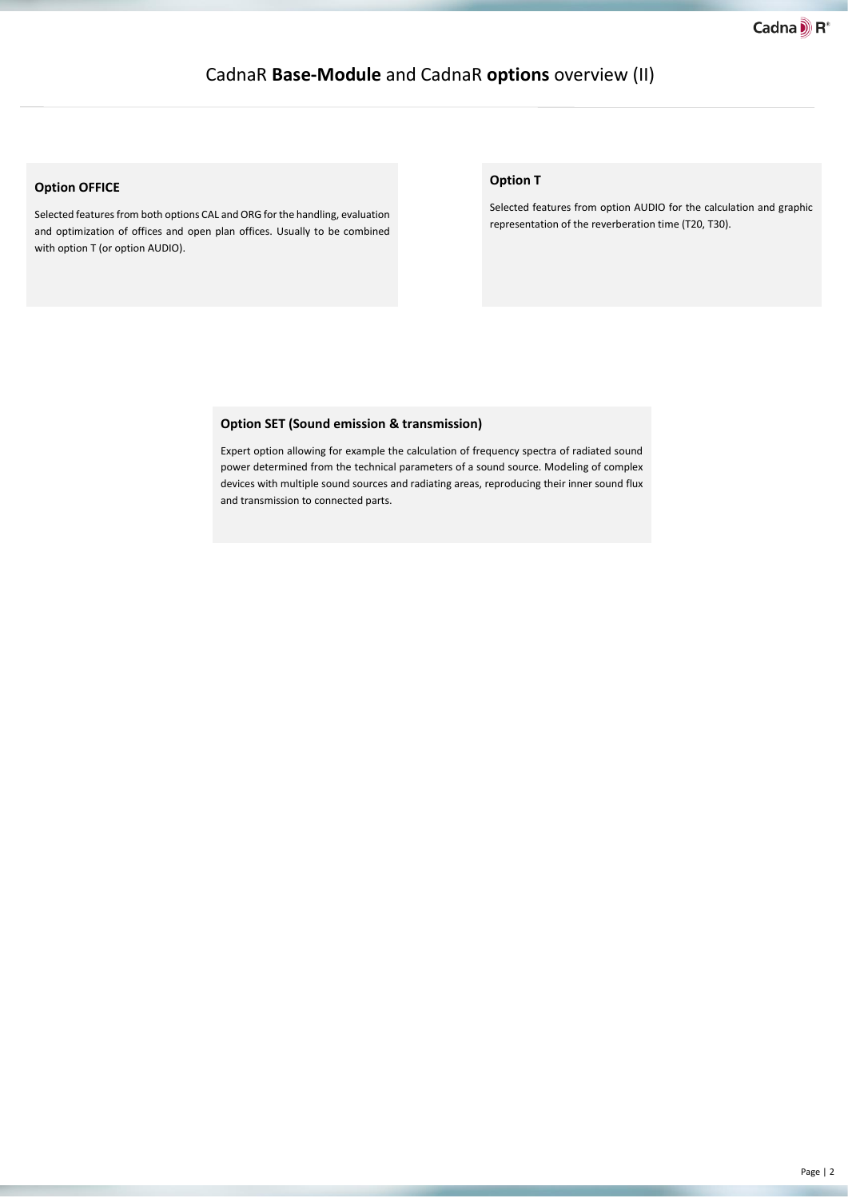# CadnaR **Base-Module** and CadnaR **options** overview (II)

### Option OFFICE

Selected features from both options CAL and ORG for the handling, evaluation and optimization of offices and open plan offices. Usually to be combined with option T (or option AUDIO).

### Option T

Selected features from option AUDIO for the calculation and graphic representation of the reverberation time (T20, T30).

### Option SET (Sound emission & transmission)

Expert option allowing for example the calculation of frequency spectra of radiated sound power determined from the technical parameters of a sound source. Modeling of complex devices with multiple sound sources and radiating areas, reproducing their inner sound flux and transmission to connected parts.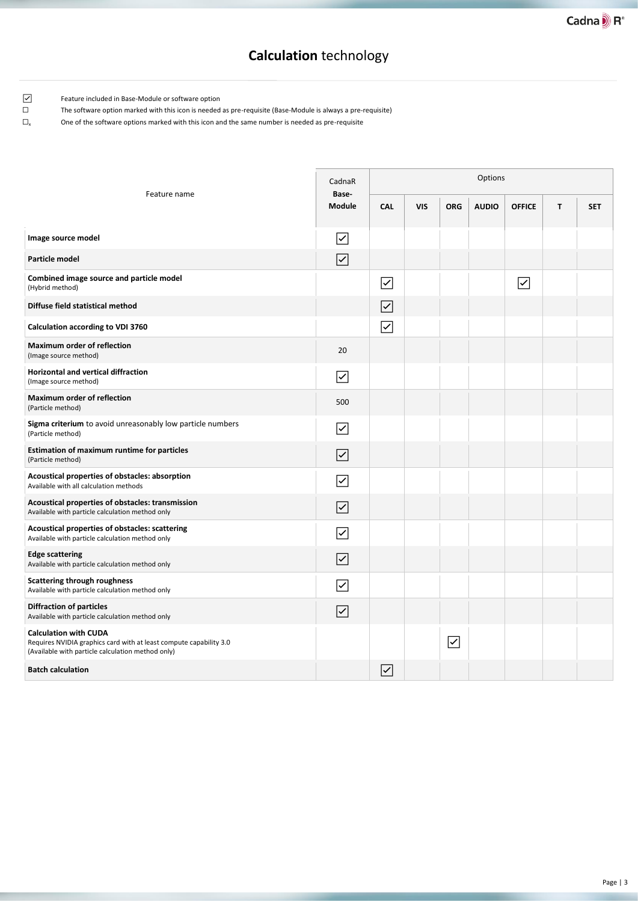# **Calculation** technology

☑ Feature included in Base-Module or software option

☐ The software option marked with this icon is needed as pre-requisite (Base-Module is always a pre-requisite)

☐ₓ One of the software options marked with this icon and the same number is needed as pre-requisite

| Feature name | CadnaR **Base-Module** | Options | | | | | | |
|---|---|---|---|---|---|---|---|---|
| | | **CAL** | **VIS** | **ORG** | **AUDIO** | **OFFICE** | **T** | **SET** |
| **Image source model** | ☑ | | | | | | | |
| **Particle model** | ☑ | | | | | | | |
| **Combined image source and particle model** (Hybrid method) | | ☑ | | | | ☑ | | |
| **Diffuse field statistical method** | | ☑ | | | | | | |
| **Calculation according to VDI 3760** | | ☑ | | | | | | |
| **Maximum order of reflection** (Image source method) | 20 | | | | | | | |
| **Horizontal and vertical diffraction** (Image source method) | ☑ | | | | | | | |
| **Maximum order of reflection** (Particle method) | 500 | | | | | | | |
| **Sigma criterium** to avoid unreasonably low particle numbers (Particle method) | ☑ | | | | | | | |
| **Estimation of maximum runtime for particles** (Particle method) | ☑ | | | | | | | |
| **Acoustical properties of obstacles: absorption** Available with all calculation methods | ☑ | | | | | | | |
| **Acoustical properties of obstacles: transmission** Available with particle calculation method only | ☑ | | | | | | | |
| **Acoustical properties of obstacles: scattering** Available with particle calculation method only | ☑ | | | | | | | |
| **Edge scattering** Available with particle calculation method only | ☑ | | | | | | | |
| **Scattering through roughness** Available with particle calculation method only | ☑ | | | | | | | |
| **Diffraction of particles** Available with particle calculation method only | ☑ | | | | | | | |
| **Calculation with CUDA** Requires NVIDIA graphics card with at least compute capability 3.0 (Available with particle calculation method only) | | | | ☑ | | | | |
| **Batch calculation** | | ☑ | | | | | | |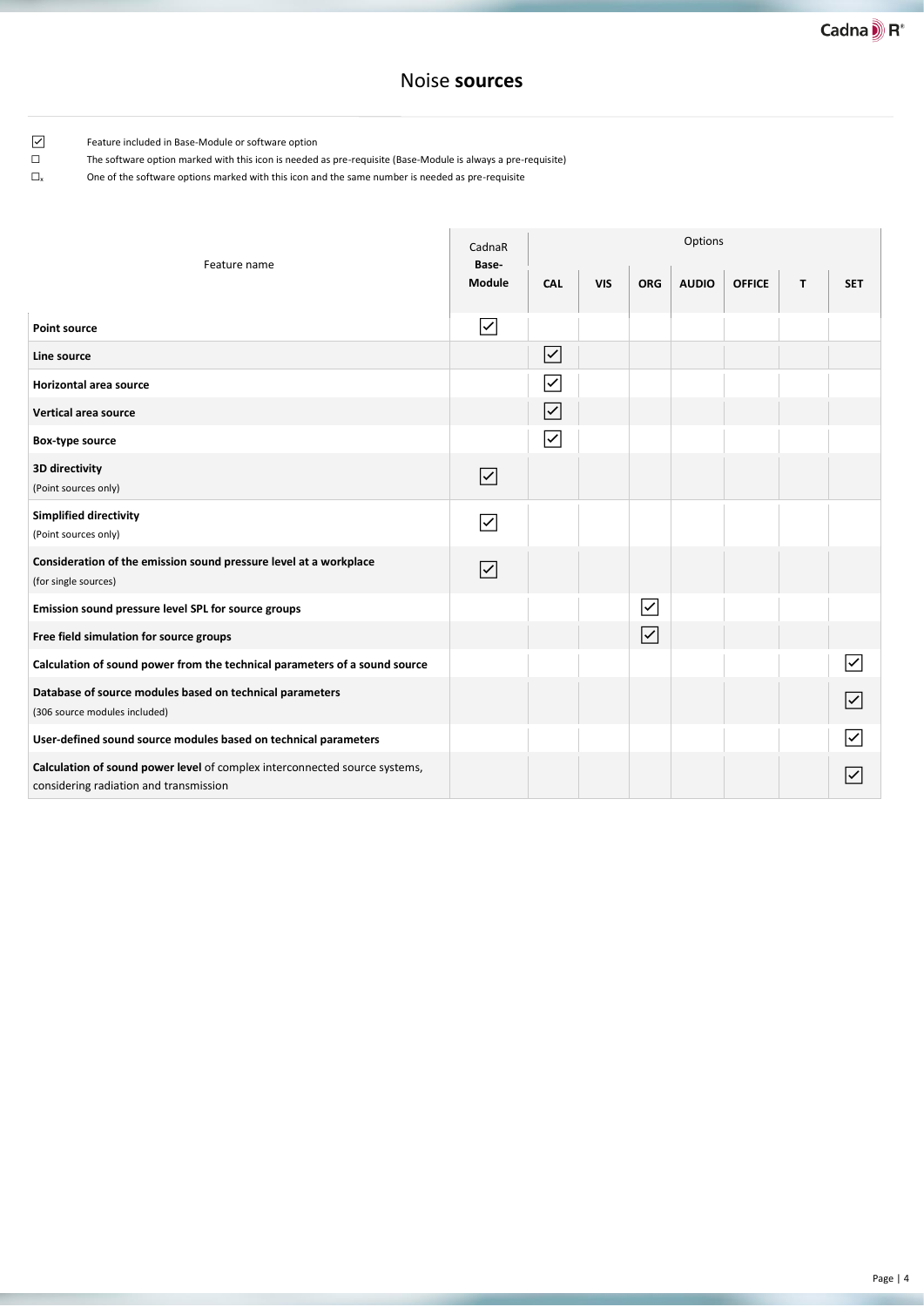# Noise **sources**

☑ Feature included in Base-Module or software option

☐ The software option marked with this icon is needed as pre-requisite (Base-Module is always a pre-requisite)

☐ₓ One of the software options marked with this icon and the same number is needed as pre-requisite

| Feature name | CadnaR Base-Module | Options | | | | | | |
|---|---|---|---|---|---|---|---|---|
| | | CAL | VIS | ORG | AUDIO | OFFICE | T | SET |
| **Point source** | ☑ | | | | | | | |
| **Line source** | | ☑ | | | | | | |
| **Horizontal area source** | | ☑ | | | | | | |
| **Vertical area source** | | ☑ | | | | | | |
| **Box-type source** | | ☑ | | | | | | |
| **3D directivity** (Point sources only) | ☑ | | | | | | | |
| **Simplified directivity** (Point sources only) | ☑ | | | | | | | |
| **Consideration of the emission sound pressure level at a workplace** (for single sources) | ☑ | | | | | | | |
| **Emission sound pressure level SPL for source groups** | | | | ☑ | | | | |
| **Free field simulation for source groups** | | | | ☑ | | | | |
| **Calculation of sound power from the technical parameters of a sound source** | | | | | | | | ☑ |
| **Database of source modules based on technical parameters** (306 source modules included) | | | | | | | | ☑ |
| **User-defined sound source modules based on technical parameters** | | | | | | | | ☑ |
| **Calculation of sound power level** of complex interconnected source systems, considering radiation and transmission | | | | | | | | ☑ |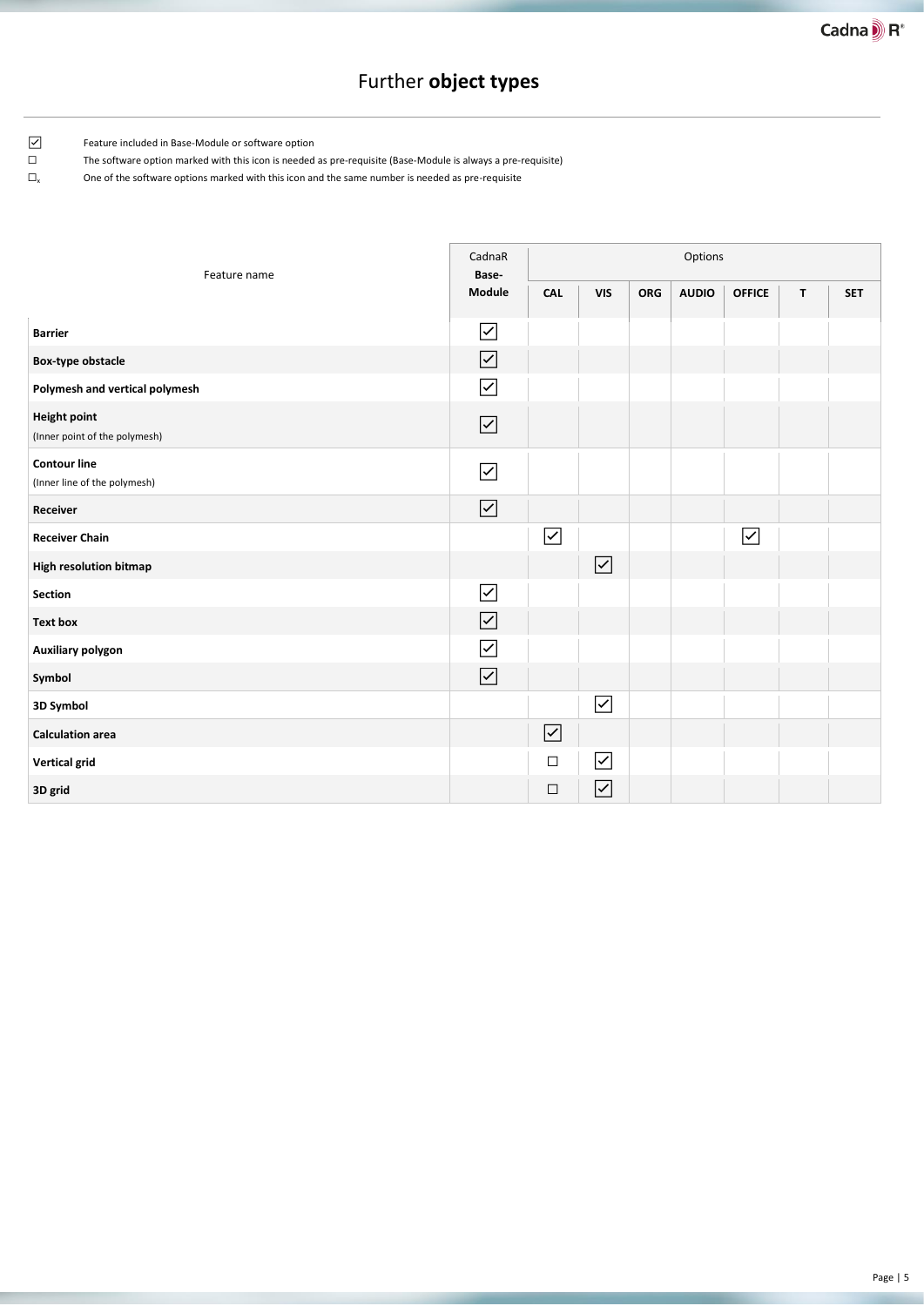# Further **object types**

☑ Feature included in Base-Module or software option

☐ The software option marked with this icon is needed as pre-requisite (Base-Module is always a pre-requisite)

☐ₓ One of the software options marked with this icon and the same number is needed as pre-requisite

| Feature name | CadnaR **Base-Module** | Options | | | | | | |
|---|---|---|---|---|---|---|---|---|
| | | **CAL** | **VIS** | **ORG** | **AUDIO** | **OFFICE** | **T** | **SET** |
| **Barrier** | ☑ | | | | | | | |
| **Box-type obstacle** | ☑ | | | | | | | |
| **Polymesh and vertical polymesh** | ☑ | | | | | | | |
| **Height point** (Inner point of the polymesh) | ☑ | | | | | | | |
| **Contour line** (Inner line of the polymesh) | ☑ | | | | | | | |
| **Receiver** | ☑ | | | | | | | |
| **Receiver Chain** | | ☑ | | | | ☑ | | |
| **High resolution bitmap** | | | ☑ | | | | | |
| **Section** | ☑ | | | | | | | |
| **Text box** | ☑ | | | | | | | |
| **Auxiliary polygon** | ☑ | | | | | | | |
| **Symbol** | ☑ | | | | | | | |
| **3D Symbol** | | | ☑ | | | | | |
| **Calculation area** | | ☑ | | | | | | |
| **Vertical grid** | | ☐ | ☑ | | | | | |
| **3D grid** | | ☐ | ☑ | | | | | |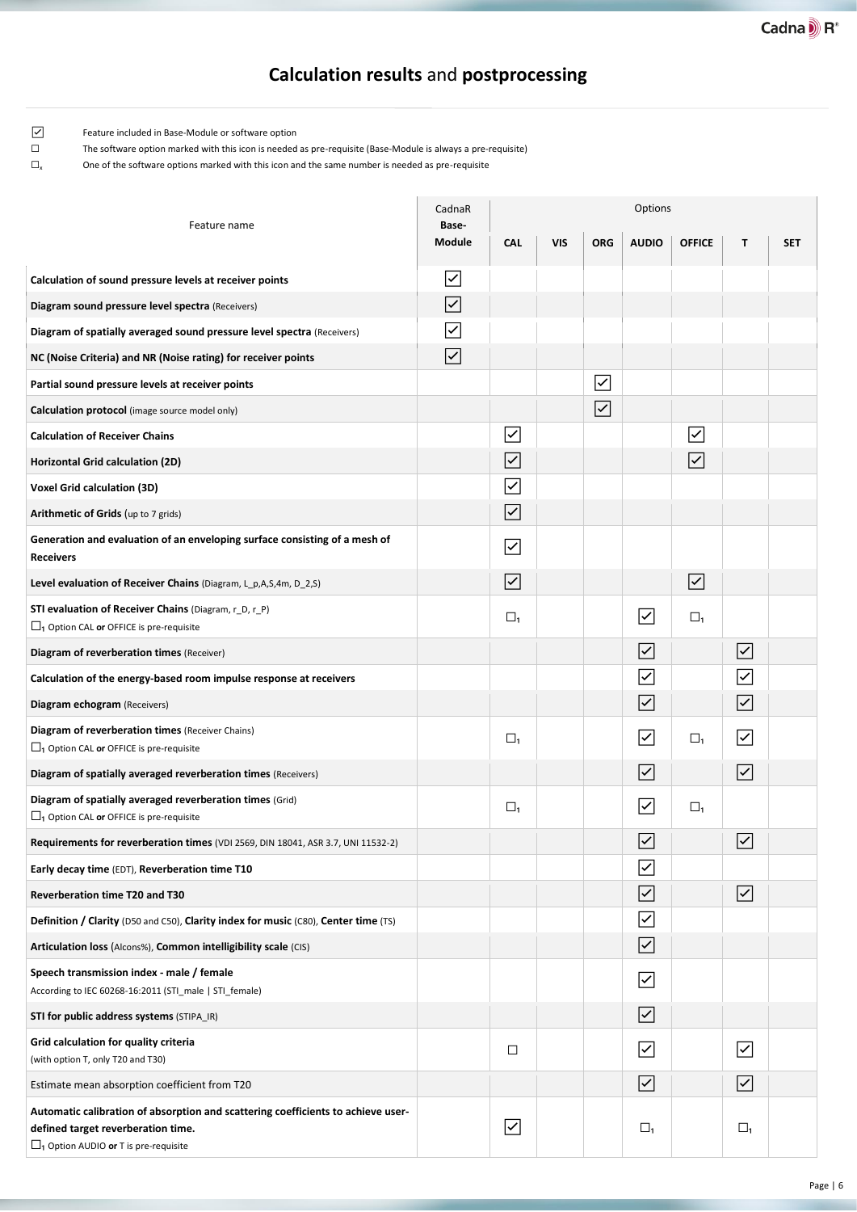# **Calculation results** and **postprocessing**

☑ Feature included in Base-Module or software option

☐ The software option marked with this icon is needed as pre-requisite (Base-Module is always a pre-requisite)

☐ₓ One of the software options marked with this icon and the same number is needed as pre-requisite

| Feature name | CadnaR Base-Module | Options | | | | | | |
|---|---|---|---|---|---|---|---|---|
| | | CAL | VIS | ORG | AUDIO | OFFICE | T | SET |
| **Calculation of sound pressure levels at receiver points** | ☑ | | | | | | | |
| **Diagram sound pressure level spectra** (Receivers) | ☑ | | | | | | | |
| **Diagram of spatially averaged sound pressure level spectra** (Receivers) | ☑ | | | | | | | |
| **NC (Noise Criteria) and NR (Noise rating) for receiver points** | ☑ | | | | | | | |
| **Partial sound pressure levels at receiver points** | | | | ☑ | | | | |
| **Calculation protocol** (image source model only) | | | | ☑ | | | | |
| **Calculation of Receiver Chains** | | ☑ | | | | ☑ | | |
| **Horizontal Grid calculation (2D)** | | ☑ | | | | ☑ | | |
| **Voxel Grid calculation (3D)** | | ☑ | | | | | | |
| **Arithmetic of Grids** (up to 7 grids) | | ☑ | | | | | | |
| **Generation and evaluation of an enveloping surface consisting of a mesh of Receivers** | | ☑ | | | | | | |
| **Level evaluation of Receiver Chains** (Diagram, L_p,A,S,4m, D_2,S) | | ☑ | | | | ☑ | | |
| **STI evaluation of Receiver Chains** (Diagram, r_D, r_P) ☐1 Option CAL **or** OFFICE is pre-requisite | | ☐1 | | | ☑ | ☐1 | | |
| **Diagram of reverberation times** (Receiver) | | | | | ☑ | | ☑ | |
| **Calculation of the energy-based room impulse response at receivers** | | | | | ☑ | | ☑ | |
| **Diagram echogram** (Receivers) | | | | | ☑ | | ☑ | |
| **Diagram of reverberation times** (Receiver Chains) ☐1 Option CAL **or** OFFICE is pre-requisite | | ☐1 | | | ☑ | ☐1 | ☑ | |
| **Diagram of spatially averaged reverberation times** (Receivers) | | | | | ☑ | | ☑ | |
| **Diagram of spatially averaged reverberation times** (Grid) ☐1 Option CAL **or** OFFICE is pre-requisite | | ☐1 | | | ☑ | ☐1 | | |
| **Requirements for reverberation times** (VDI 2569, DIN 18041, ASR 3.7, UNI 11532-2) | | | | | ☑ | | ☑ | |
| **Early decay time** (EDT), **Reverberation time T10** | | | | | ☑ | | | |
| **Reverberation time T20 and T30** | | | | | ☑ | | ☑ | |
| **Definition / Clarity** (D50 and C50), **Clarity index for music** (C80), **Center time** (TS) | | | | | ☑ | | | |
| **Articulation loss** (Alcons%), **Common intelligibility scale** (CIS) | | | | | ☑ | | | |
| **Speech transmission index - male / female** According to IEC 60268-16:2011 (STI_male \| STI_female) | | | | | ☑ | | | |
| **STI for public address systems** (STIPA_IR) | | | | | ☑ | | | |
| **Grid calculation for quality criteria** (with option T, only T20 and T30) | | ☐ | | | ☑ | | ☑ | |
| Estimate mean absorption coefficient from T20 | | | | | ☑ | | ☑ | |
| **Automatic calibration of absorption and scattering coefficients to achieve user-defined target reverberation time.** ☐1 Option AUDIO **or** T is pre-requisite | | ☑ | | | ☐1 | | ☐1 | |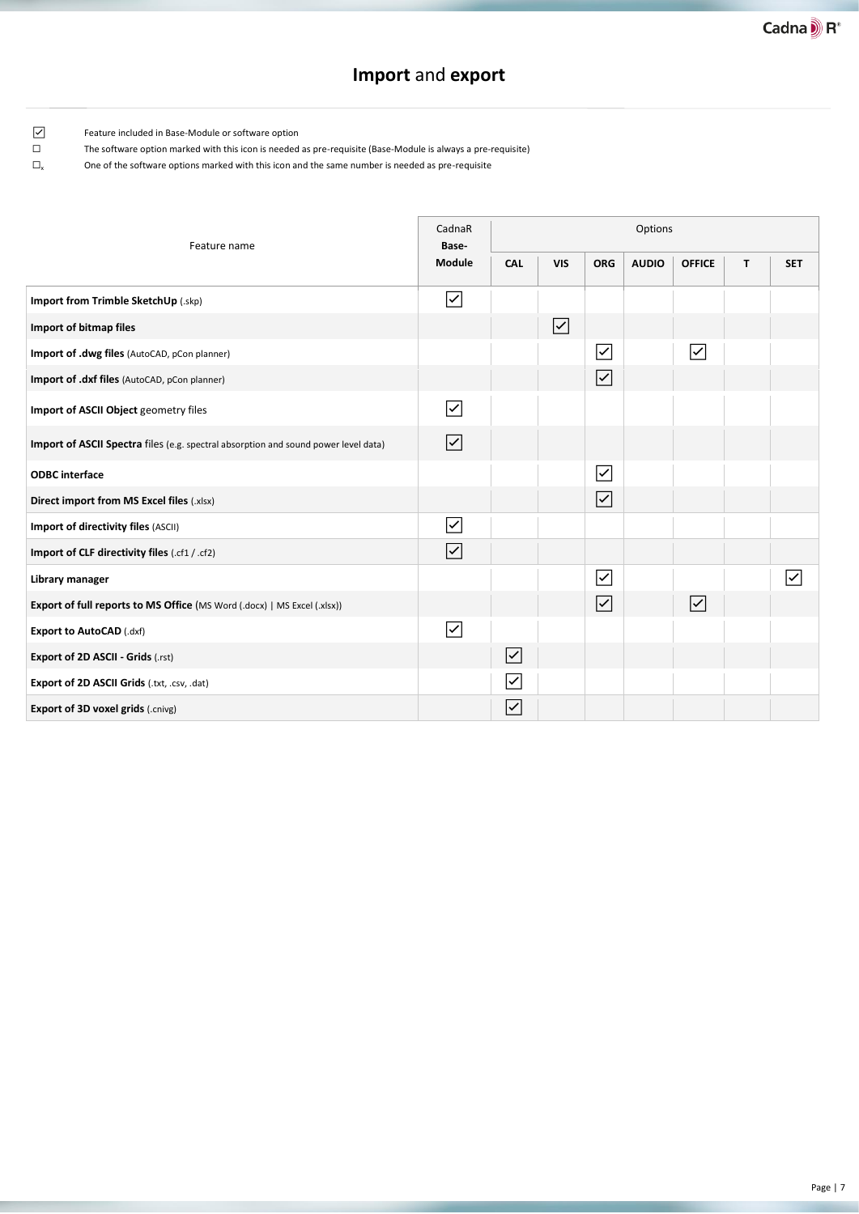# **Import** and **export**

☑ Feature included in Base-Module or software option

☐ The software option marked with this icon is needed as pre-requisite (Base-Module is always a pre-requisite)

☐ₓ One of the software options marked with this icon and the same number is needed as pre-requisite

| Feature name | CadnaR Base-Module | Options | | | | | | |
|---|---|---|---|---|---|---|---|---|
| | | CAL | VIS | ORG | AUDIO | OFFICE | T | SET |
| **Import from Trimble SketchUp** (.skp) | ☑ | | | | | | | |
| **Import of bitmap files** | | | ☑ | | | | | |
| **Import of .dwg files** (AutoCAD, pCon planner) | | | | ☑ | | ☑ | | |
| **Import of .dxf files** (AutoCAD, pCon planner) | | | | ☑ | | | | |
| **Import of ASCII Object** geometry files | ☑ | | | | | | | |
| **Import of ASCII Spectra** files (e.g. spectral absorption and sound power level data) | ☑ | | | | | | | |
| **ODBC interface** | | | | ☑ | | | | |
| **Direct import from MS Excel files** (.xlsx) | | | | ☑ | | | | |
| **Import of directivity files** (ASCII) | ☑ | | | | | | | |
| **Import of CLF directivity files** (.cf1 / .cf2) | ☑ | | | | | | | |
| **Library manager** | | | | ☑ | | | | ☑ |
| **Export of full reports to MS Office** (MS Word (.docx) \| MS Excel (.xlsx)) | | | | ☑ | | ☑ | | |
| **Export to AutoCAD** (.dxf) | ☑ | | | | | | | |
| **Export of 2D ASCII - Grids** (.rst) | | ☑ | | | | | | |
| **Export of 2D ASCII Grids** (.txt, .csv, .dat) | | ☑ | | | | | | |
| **Export of 3D voxel grids** (.cnivg) | | ☑ | | | | | | |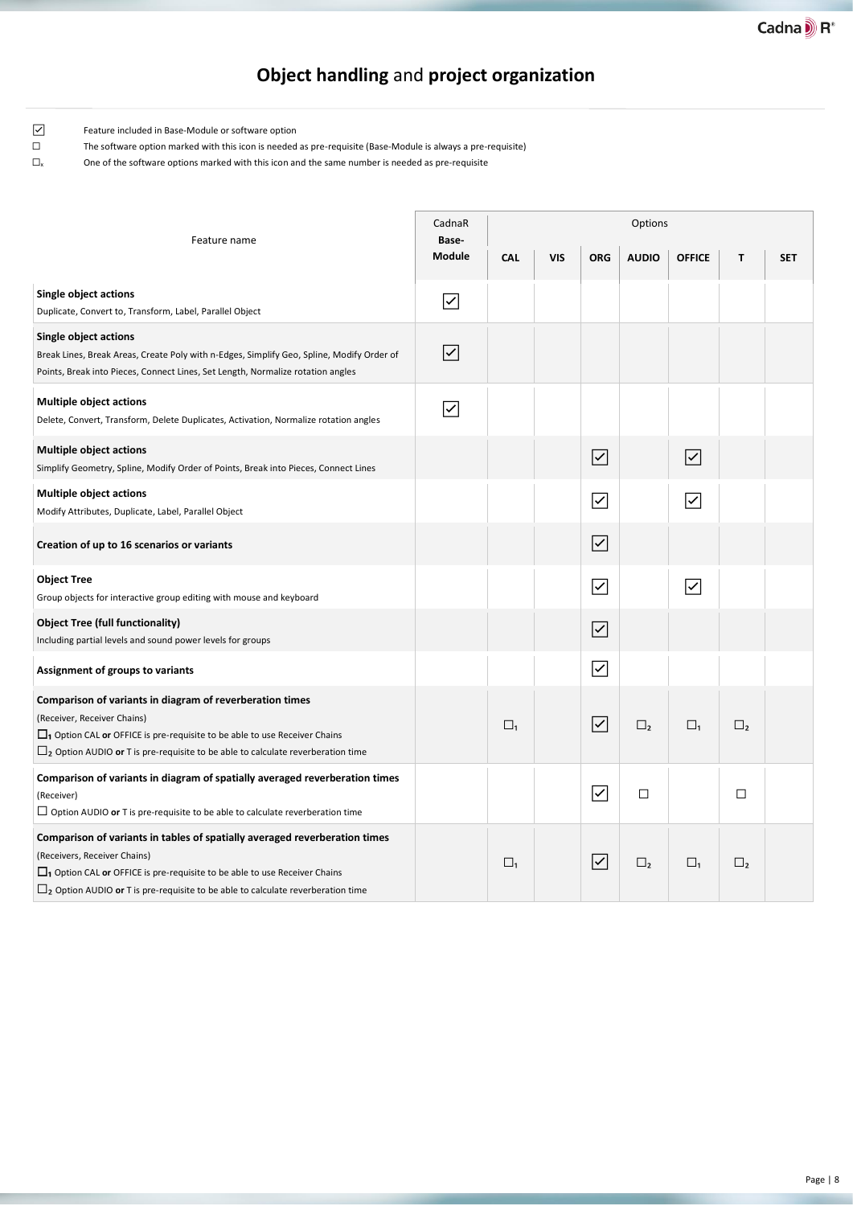# **Object handling** and **project organization**

☑ Feature included in Base-Module or software option

☐ The software option marked with this icon is needed as pre-requisite (Base-Module is always a pre-requisite)

☐ₓ One of the software options marked with this icon and the same number is needed as pre-requisite

| Feature name | CadnaR Base-Module | Options | | | | | | |
|---|---|---|---|---|---|---|---|---|
| | | CAL | VIS | ORG | AUDIO | OFFICE | T | SET |
| **Single object actions**<br>Duplicate, Convert to, Transform, Label, Parallel Object | ☑ | | | | | | | |
| **Single object actions**<br>Break Lines, Break Areas, Create Poly with n-Edges, Simplify Geo, Spline, Modify Order of Points, Break into Pieces, Connect Lines, Set Length, Normalize rotation angles | ☑ | | | | | | | |
| **Multiple object actions**<br>Delete, Convert, Transform, Delete Duplicates, Activation, Normalize rotation angles | ☑ | | | | | | | |
| **Multiple object actions**<br>Simplify Geometry, Spline, Modify Order of Points, Break into Pieces, Connect Lines | | | | ☑ | | ☑ | | |
| **Multiple object actions**<br>Modify Attributes, Duplicate, Label, Parallel Object | | | | ☑ | | ☑ | | |
| **Creation of up to 16 scenarios or variants** | | | | ☑ | | | | |
| **Object Tree**<br>Group objects for interactive group editing with mouse and keyboard | | | | ☑ | | ☑ | | |
| **Object Tree (full functionality)**<br>Including partial levels and sound power levels for groups | | | | ☑ | | | | |
| **Assignment of groups to variants** | | | | ☑ | | | | |
| **Comparison of variants in diagram of reverberation times**<br>(Receiver, Receiver Chains)<br>☐₁ Option CAL **or** OFFICE is pre-requisite to be able to use Receiver Chains<br>☐₂ Option AUDIO **or** T is pre-requisite to be able to calculate reverberation time | | ☐₁ | | ☑ | ☐₂ | ☐₁ | ☐₂ | |
| **Comparison of variants in diagram of spatially averaged reverberation times**<br>(Receiver)<br>☐ Option AUDIO **or** T is pre-requisite to be able to calculate reverberation time | | | | ☑ | ☐ | | ☐ | |
| **Comparison of variants in tables of spatially averaged reverberation times**<br>(Receivers, Receiver Chains)<br>☐₁ Option CAL **or** OFFICE is pre-requisite to be able to use Receiver Chains<br>☐₂ Option AUDIO **or** T is pre-requisite to be able to calculate reverberation time | | ☐₁ | | ☑ | ☐₂ | ☐₁ | ☐₂ | |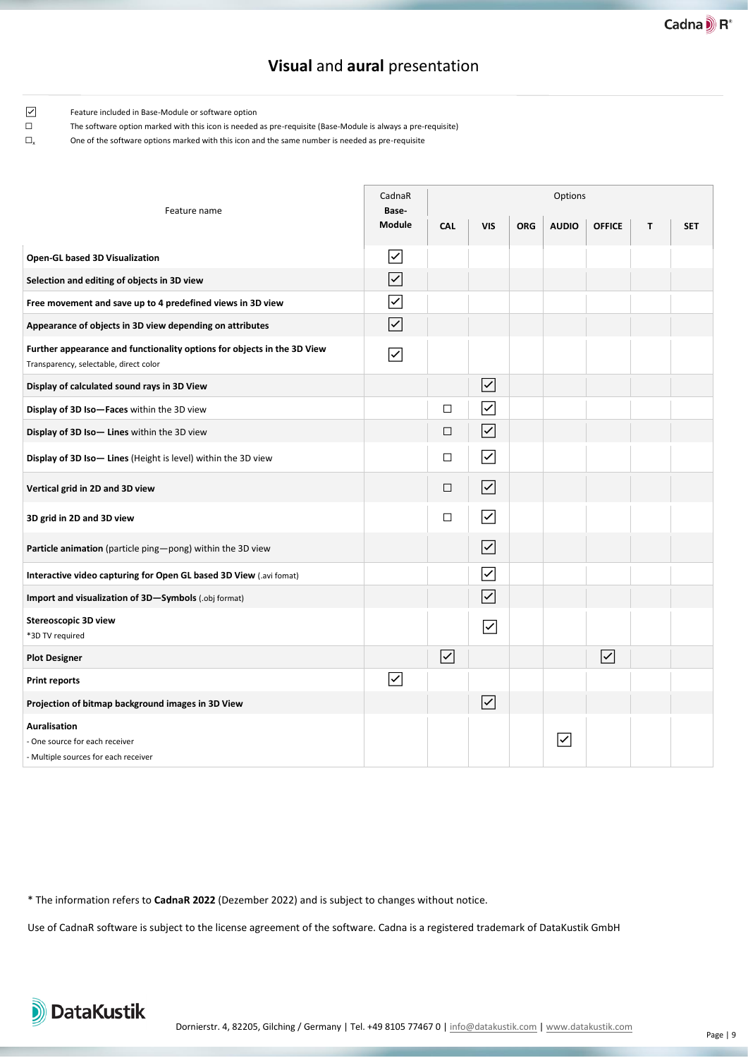# **Visual** and **aural** presentation

☑ Feature included in Base-Module or software option

☐ The software option marked with this icon is needed as pre-requisite (Base-Module is always a pre-requisite)

☐ₓ One of the software options marked with this icon and the same number is needed as pre-requisite

| Feature name | CadnaR Base-Module | Options | | | | | | |
|---|---|---|---|---|---|---|---|---|
| | | CAL | VIS | ORG | AUDIO | OFFICE | T | SET |
| **Open-GL based 3D Visualization** | ☑ | | | | | | | |
| **Selection and editing of objects in 3D view** | ☑ | | | | | | | |
| **Free movement and save up to 4 predefined views in 3D view** | ☑ | | | | | | | |
| **Appearance of objects in 3D view depending on attributes** | ☑ | | | | | | | |
| **Further appearance and functionality options for objects in the 3D View** Transparency, selectable, direct color | ☑ | | | | | | | |
| **Display of calculated sound rays in 3D View** | | | ☑ | | | | | |
| **Display of 3D Iso—Faces** within the 3D view | | ☐ | ☑ | | | | | |
| **Display of 3D Iso— Lines** within the 3D view | | ☐ | ☑ | | | | | |
| **Display of 3D Iso— Lines** (Height is level) within the 3D view | | ☐ | ☑ | | | | | |
| **Vertical grid in 2D and 3D view** | | ☐ | ☑ | | | | | |
| **3D grid in 2D and 3D view** | | ☐ | ☑ | | | | | |
| **Particle animation** (particle ping—pong) within the 3D view | | | ☑ | | | | | |
| **Interactive video capturing for Open GL based 3D View** (.avi fomat) | | | ☑ | | | | | |
| **Import and visualization of 3D—Symbols** (.obj format) | | | ☑ | | | | | |
| **Stereoscopic 3D view** *3D TV required | | | ☑ | | | | | |
| **Plot Designer** | | ☑ | | | | ☑ | | |
| **Print reports** | ☑ | | | | | | | |
| **Projection of bitmap background images in 3D View** | | | ☑ | | | | | |
| **Auralisation** - One source for each receiver - Multiple sources for each receiver | | | | | ☑ | | | |

* The information refers to **CadnaR 2022** (Dezember 2022) and is subject to changes without notice.

Use of CadnaR software is subject to the license agreement of the software. Cadna is a registered trademark of DataKustik GmbH

Dornierstr. 4, 82205, Gilching / Germany | Tel. +49 8105 77467 0 | info@datakustik.com | www.datakustik.com